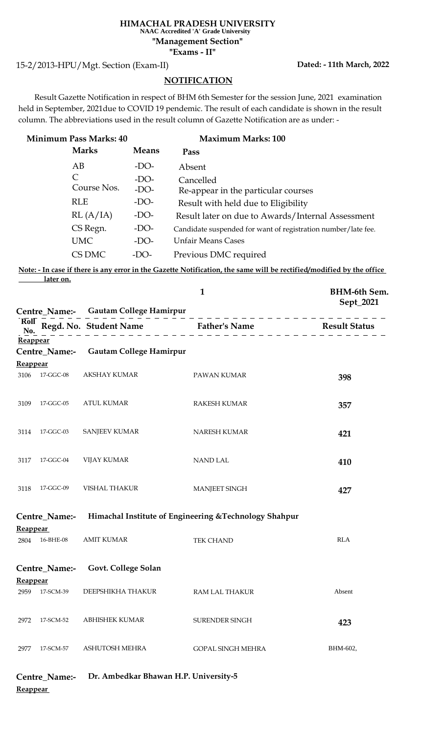# HIMACHAL PRADESH UNIVERSITY

**NAAC Accredited 'A' Grade University**

**"Management Section"**

**"Exams - II"**

15-2/2013-HPU/Mgt. Section (Exam-II) **Dated: - 11th March, 2022**

## NOTIFICATION

Result Gazette Notification in respect of BHM 6th Semester for the session June, 2021 examination held in September, 2021due to COVID 19 pendemic. The result of each candidate is shown in the result column. The abbreviations used in the result column of Gazette Notification are as under: -

**Minimum Pass Marks: 40** **Maximum Marks: 100**

| Marks | Means | Pass |
|---|---|---|
| AB | -DO- | Absent |
| C | -DO- | Cancelled |
| Course Nos. | -DO- | Re-appear in the particular courses |
| RLE | -DO- | Result with held due to Eligibility |
| RL (A/IA) | -DO- | Result later on due to Awards/Internal Assessment |
| CS Regn. | -DO- | Candidate suspended for want of registration number/late fee. |
| UMC | -DO- | Unfair Means Cases |
| CS DMC | -DO- | Previous DMC required |

**Note: - In case if there is any error in the Gazette Notification, the same will be rectified/modified by the office later on.**

**BHM-6th Sem. Sept_2021**

**Centre_Name:- Gautam College Hamirpur**

**Reappear**

**Centre_Name:- Gautam College Hamirpur**

**Reappear**

| Roll No. | Regd. No. | Student Name | Father's Name | Result Status |
|---|---|---|---|---|
| 3106 | 17-GGC-08 | AKSHAY KUMAR | PAWAN KUMAR | **398** |
| 3109 | 17-GGC-05 | ATUL KUMAR | RAKESH KUMAR | **357** |
| 3114 | 17-GGC-03 | SANJEEV KUMAR | NARESH KUMAR | **421** |
| 3117 | 17-GGC-04 | VIJAY KUMAR | NAND LAL | **410** |
| 3118 | 17-GGC-09 | VISHAL THAKUR | MANJEET SINGH | **427** |

**Centre_Name:- Himachal Institute of Engineering &Technology Shahpur**

**Reappear**

| Roll No. | Regd. No. | Student Name | Father's Name | Result Status |
|---|---|---|---|---|
| 2804 | 16-BHE-08 | AMIT KUMAR | TEK CHAND | RLA |

**Centre_Name:- Govt. College Solan**

**Reappear**

| Roll No. | Regd. No. | Student Name | Father's Name | Result Status |
|---|---|---|---|---|
| 2959 | 17-SCM-39 | DEEPSHIKHA THAKUR | RAM LAL THAKUR | Absent |
| 2972 | 17-SCM-52 | ABHISHEK KUMAR | SURENDER SINGH | **423** |
| 2977 | 17-SCM-57 | ASHUTOSH MEHRA | GOPAL SINGH MEHRA | BHM-602, |

**Centre_Name:- Dr. Ambedkar Bhawan H.P. University-5**

**Reappear**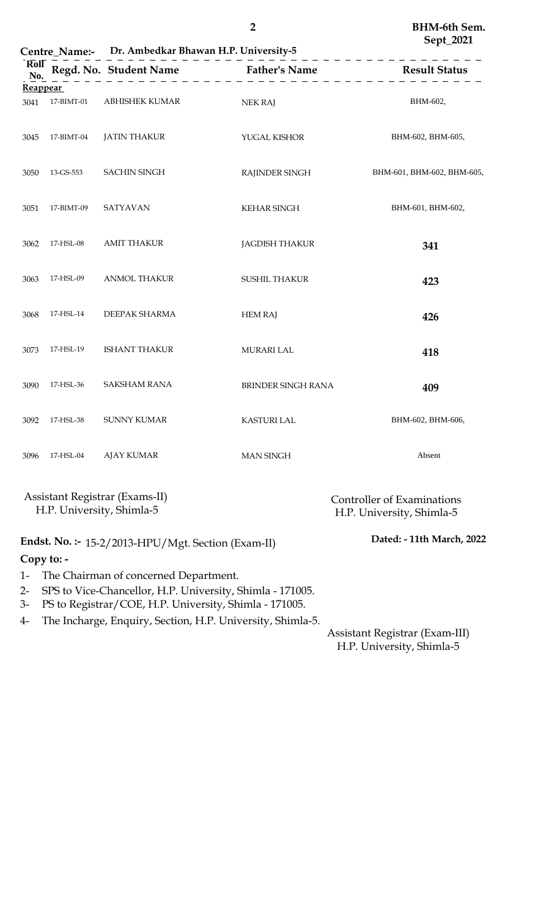**BHM-6th Sem.**
**Sept_2021**

**Centre_Name:- Dr. Ambedkar Bhawan H.P. University-5**

| Roll No. | Regd. No. | Student Name | Father's Name | Result Status |
|---|---|---|---|---|
| **Reappear** | | | | |
| 3041 | 17-BIMT-01 | ABHISHEK KUMAR | NEK RAJ | BHM-602, |
| 3045 | 17-BIMT-04 | JATIN THAKUR | YUGAL KISHOR | BHM-602, BHM-605, |
| 3050 | 13-GS-553 | SACHIN SINGH | RAJINDER SINGH | BHM-601, BHM-602, BHM-605, |
| 3051 | 17-BIMT-09 | SATYAVAN | KEHAR SINGH | BHM-601, BHM-602, |
| 3062 | 17-HSL-08 | AMIT THAKUR | JAGDISH THAKUR | **341** |
| 3063 | 17-HSL-09 | ANMOL THAKUR | SUSHIL THAKUR | **423** |
| 3068 | 17-HSL-14 | DEEPAK SHARMA | HEM RAJ | **426** |
| 3073 | 17-HSL-19 | ISHANT THAKUR | MURARI LAL | **418** |
| 3090 | 17-HSL-36 | SAKSHAM RANA | BRINDER SINGH RANA | **409** |
| 3092 | 17-HSL-38 | SUNNY KUMAR | KASTURI LAL | BHM-602, BHM-606, |
| 3096 | 17-HSL-04 | AJAY KUMAR | MAN SINGH | Absent |

Assistant Registrar (Exams-II)
H.P. University, Shimla-5

Controller of Examinations
H.P. University, Shimla-5

**Endst. No. :-** 15-2/2013-HPU/Mgt. Section (Exam-II)

**Dated: - 11th March, 2022**

**Copy to: -**

1- The Chairman of concerned Department.
2- SPS to Vice-Chancellor, H.P. University, Shimla - 171005.
3- PS to Registrar/COE, H.P. University, Shimla - 171005.
4- The Incharge, Enquiry, Section, H.P. University, Shimla-5.

Assistant Registrar (Exam-III)
H.P. University, Shimla-5